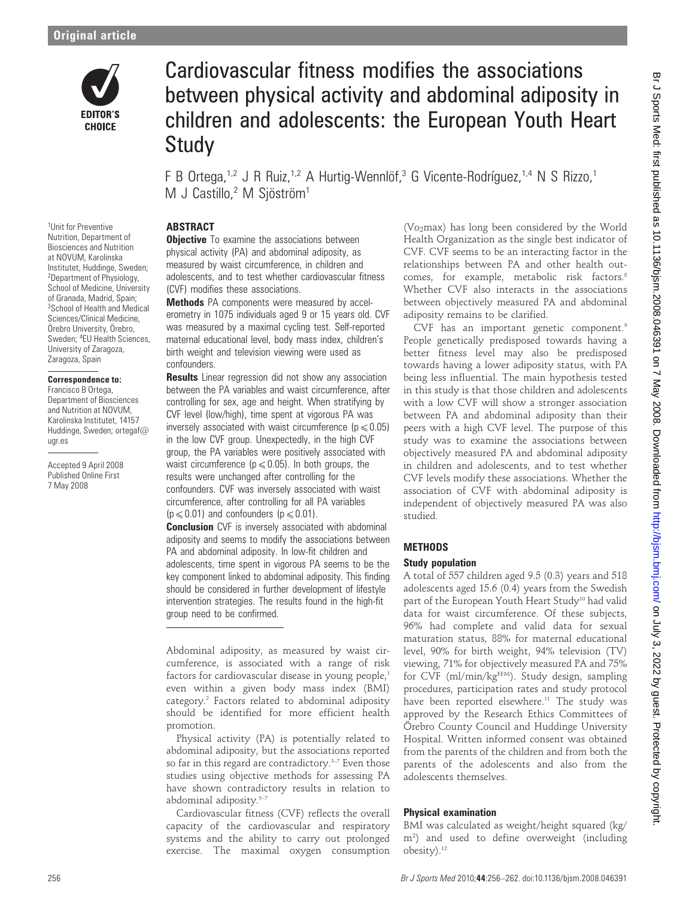Original article

# Cardiovascular fitness modifies the associations between physical activity and abdominal adiposity in children and adolescents: the European Youth Heart Study

F B Ortega,[1,2] J R Ruiz,[1,2] A Hurtig-Wennlöf,[3] G Vicente-Rodríguez,[1,4] N S Rizzo,[1] M J Castillo,[2] M Sjöström[1]

[1]Unit for Preventive Nutrition, Department of Biosciences and Nutrition at NOVUM, Karolinska Institutet, Huddinge, Sweden; [2]Department of Physiology, School of Medicine, University of Granada, Madrid, Spain; [3]School of Health and Medical Sciences/Clinical Medicine, Örebro University, Örebro, Sweden; [4]EU Health Sciences, University of Zaragoza, Zaragoza, Spain

**Correspondence to:** Francisco B Ortega, Department of Biosciences and Nutrition at NOVUM, Karolinska Institutet, 14157 Huddinge, Sweden; ortegaf@ugr.es

Accepted 9 April 2008
Published Online First 7 May 2008

## ABSTRACT

**Objective** To examine the associations between physical activity (PA) and abdominal adiposity, as measured by waist circumference, in children and adolescents, and to test whether cardiovascular fitness (CVF) modifies these associations.

**Methods** PA components were measured by accelerometry in 1075 individuals aged 9 or 15 years old. CVF was measured by a maximal cycling test. Self-reported maternal educational level, body mass index, children's birth weight and television viewing were used as confounders.

**Results** Linear regression did not show any association between the PA variables and waist circumference, after controlling for sex, age and height. When stratifying by CVF level (low/high), time spent at vigorous PA was inversely associated with waist circumference ($p \leq 0.05$) in the low CVF group. Unexpectedly, in the high CVF group, the PA variables were positively associated with waist circumference ($p \leq 0.05$). In both groups, the results were unchanged after controlling for the confounders. CVF was inversely associated with waist circumference, after controlling for all PA variables ($p \leq 0.01$) and confounders ($p \leq 0.01$).

**Conclusion** CVF is inversely associated with abdominal adiposity and seems to modify the associations between PA and abdominal adiposity. In low-fit children and adolescents, time spent in vigorous PA seems to be the key component linked to abdominal adiposity. This finding should be considered in further development of lifestyle intervention strategies. The results found in the high-fit group need to be confirmed.

Abdominal adiposity, as measured by waist circumference, is associated with a range of risk factors for cardiovascular disease in young people,[1] even within a given body mass index (BMI) category.[2] Factors related to abdominal adiposity should be identified for more efficient health promotion.

Physical activity (PA) is potentially related to abdominal adiposity, but the associations reported so far in this regard are contradictory.[3–7] Even those studies using objective methods for assessing PA have shown contradictory results in relation to abdominal adiposity.[5–7]

Cardiovascular fitness (CVF) reflects the overall capacity of the cardiovascular and respiratory systems and the ability to carry out prolonged exercise. The maximal oxygen consumption ($Vo_2$max) has long been considered by the World Health Organization as the single best indicator of CVF. CVF seems to be an interacting factor in the relationships between PA and other health outcomes, for example, metabolic risk factors.[8] Whether CVF also interacts in the associations between objectively measured PA and abdominal adiposity remains to be clarified.

CVF has an important genetic component.[9] People genetically predisposed towards having a better fitness level may also be predisposed towards having a lower adiposity status, with PA being less influential. The main hypothesis tested in this study is that those children and adolescents with a low CVF will show a stronger association between PA and abdominal adiposity than their peers with a high CVF level. The purpose of this study was to examine the associations between objectively measured PA and abdominal adiposity in children and adolescents, and to test whether CVF levels modify these associations. Whether the association of CVF with abdominal adiposity is independent of objectively measured PA was also studied.

## METHODS

### Study population

A total of 557 children aged 9.5 (0.3) years and 518 adolescents aged 15.6 (0.4) years from the Swedish part of the European Youth Heart Study[10] had valid data for waist circumference. Of these subjects, 96% had complete and valid data for sexual maturation status, 88% for maternal educational level, 90% for birth weight, 94% television (TV) viewing, 71% for objectively measured PA and 75% for CVF (ml/min/kg$^{FFM}$). Study design, sampling procedures, participation rates and study protocol have been reported elsewhere.[11] The study was approved by the Research Ethics Committees of Örebro County Council and Huddinge University Hospital. Written informed consent was obtained from the parents of the children and from both the parents of the adolescents and also from the adolescents themselves.

### Physical examination

BMI was calculated as weight/height squared (kg/m$^2$) and used to define overweight (including obesity).[12]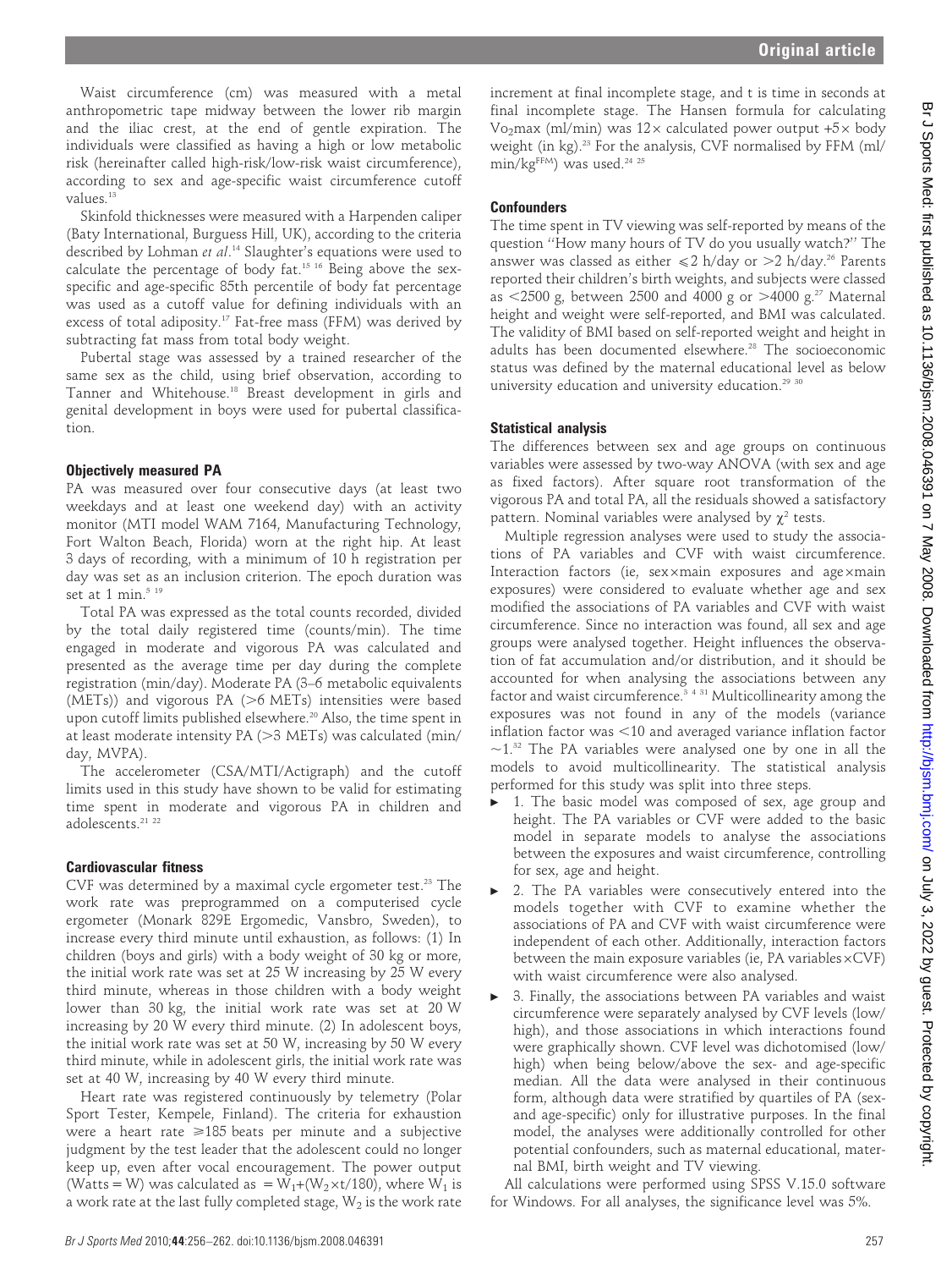Waist circumference (cm) was measured with a metal anthropometric tape midway between the lower rib margin and the iliac crest, at the end of gentle expiration. The individuals were classified as having a high or low metabolic risk (hereinafter called high-risk/low-risk waist circumference), according to sex and age-specific waist circumference cutoff values.[13]

Skinfold thicknesses were measured with a Harpenden caliper (Baty International, Burguess Hill, UK), according to the criteria described by Lohman *et al*.[14] Slaughter's equations were used to calculate the percentage of body fat.[15 16] Being above the sex-specific and age-specific 85th percentile of body fat percentage was used as a cutoff value for defining individuals with an excess of total adiposity.[17] Fat-free mass (FFM) was derived by subtracting fat mass from total body weight.

Pubertal stage was assessed by a trained researcher of the same sex as the child, using brief observation, according to Tanner and Whitehouse.[18] Breast development in girls and genital development in boys were used for pubertal classification.

### Objectively measured PA

PA was measured over four consecutive days (at least two weekdays and at least one weekend day) with an activity monitor (MTI model WAM 7164, Manufacturing Technology, Fort Walton Beach, Florida) worn at the right hip. At least 3 days of recording, with a minimum of 10 h registration per day was set as an inclusion criterion. The epoch duration was set at 1 min.[5 19]

Total PA was expressed as the total counts recorded, divided by the total daily registered time (counts/min). The time engaged in moderate and vigorous PA was calculated and presented as the average time per day during the complete registration (min/day). Moderate PA (3–6 metabolic equivalents (METs)) and vigorous PA (>6 METs) intensities were based upon cutoff limits published elsewhere.[20] Also, the time spent in at least moderate intensity PA (>3 METs) was calculated (min/day, MVPA).

The accelerometer (CSA/MTI/Actigraph) and the cutoff limits used in this study have shown to be valid for estimating time spent in moderate and vigorous PA in children and adolescents.[21 22]

### Cardiovascular fitness

CVF was determined by a maximal cycle ergometer test.[23] The work rate was preprogrammed on a computerised cycle ergometer (Monark 829E Ergomedic, Vansbro, Sweden), to increase every third minute until exhaustion, as follows: (1) In children (boys and girls) with a body weight of 30 kg or more, the initial work rate was set at 25 W increasing by 25 W every third minute, whereas in those children with a body weight lower than 30 kg, the initial work rate was set at 20 W increasing by 20 W every third minute. (2) In adolescent boys, the initial work rate was set at 50 W, increasing by 50 W every third minute, while in adolescent girls, the initial work rate was set at 40 W, increasing by 40 W every third minute.

Heart rate was registered continuously by telemetry (Polar Sport Tester, Kempele, Finland). The criteria for exhaustion were a heart rate $\geqslant$185 beats per minute and a subjective judgment by the test leader that the adolescent could no longer keep up, even after vocal encouragement. The power output (Watts = W) was calculated as $= W_1+(W_2\times t/180)$, where $W_1$ is a work rate at the last fully completed stage, $W_2$ is the work rate increment at final incomplete stage, and t is time in seconds at final incomplete stage. The Hansen formula for calculating $Vo_2$max (ml/min) was 12× calculated power output +5× body weight (in kg).[23] For the analysis, CVF normalised by FFM (ml/min/kg$^{FFM}$) was used.[24 25]

### Confounders

The time spent in TV viewing was self-reported by means of the question "How many hours of TV do you usually watch?" The answer was classed as either $\leqslant$2 h/day or >2 h/day.[26] Parents reported their children's birth weights, and subjects were classed as <2500 g, between 2500 and 4000 g or >4000 g.[27] Maternal height and weight were self-reported, and BMI was calculated. The validity of BMI based on self-reported weight and height in adults has been documented elsewhere.[28] The socioeconomic status was defined by the maternal educational level as below university education and university education.[29 30]

### Statistical analysis

The differences between sex and age groups on continuous variables were assessed by two-way ANOVA (with sex and age as fixed factors). After square root transformation of the vigorous PA and total PA, all the residuals showed a satisfactory pattern. Nominal variables were analysed by $\chi^2$ tests.

Multiple regression analyses were used to study the associations of PA variables and CVF with waist circumference. Interaction factors (ie, sex×main exposures and age×main exposures) were considered to evaluate whether age and sex modified the associations of PA variables and CVF with waist circumference. Since no interaction was found, all sex and age groups were analysed together. Height influences the observation of fat accumulation and/or distribution, and it should be accounted for when analysing the associations between any factor and waist circumference.[3 4 31] Multicollinearity among the exposures was not found in any of the models (variance inflation factor was <10 and averaged variance inflation factor ~1.[32] The PA variables were analysed one by one in all the models to avoid multicollinearity. The statistical analysis performed for this study was split into three steps.

- 1. The basic model was composed of sex, age group and height. The PA variables or CVF were added to the basic model in separate models to analyse the associations between the exposures and waist circumference, controlling for sex, age and height.
- 2. The PA variables were consecutively entered into the models together with CVF to examine whether the associations of PA and CVF with waist circumference were independent of each other. Additionally, interaction factors between the main exposure variables (ie, PA variables×CVF) with waist circumference were also analysed.
- 3. Finally, the associations between PA variables and waist circumference were separately analysed by CVF levels (low/high), and those associations in which interactions found were graphically shown. CVF level was dichotomised (low/high) when being below/above the sex- and age-specific median. All the data were analysed in their continuous form, although data were stratified by quartiles of PA (sex- and age-specific) only for illustrative purposes. In the final model, the analyses were additionally controlled for other potential confounders, such as maternal educational, maternal BMI, birth weight and TV viewing.

All calculations were performed using SPSS V.15.0 software for Windows. For all analyses, the significance level was 5%.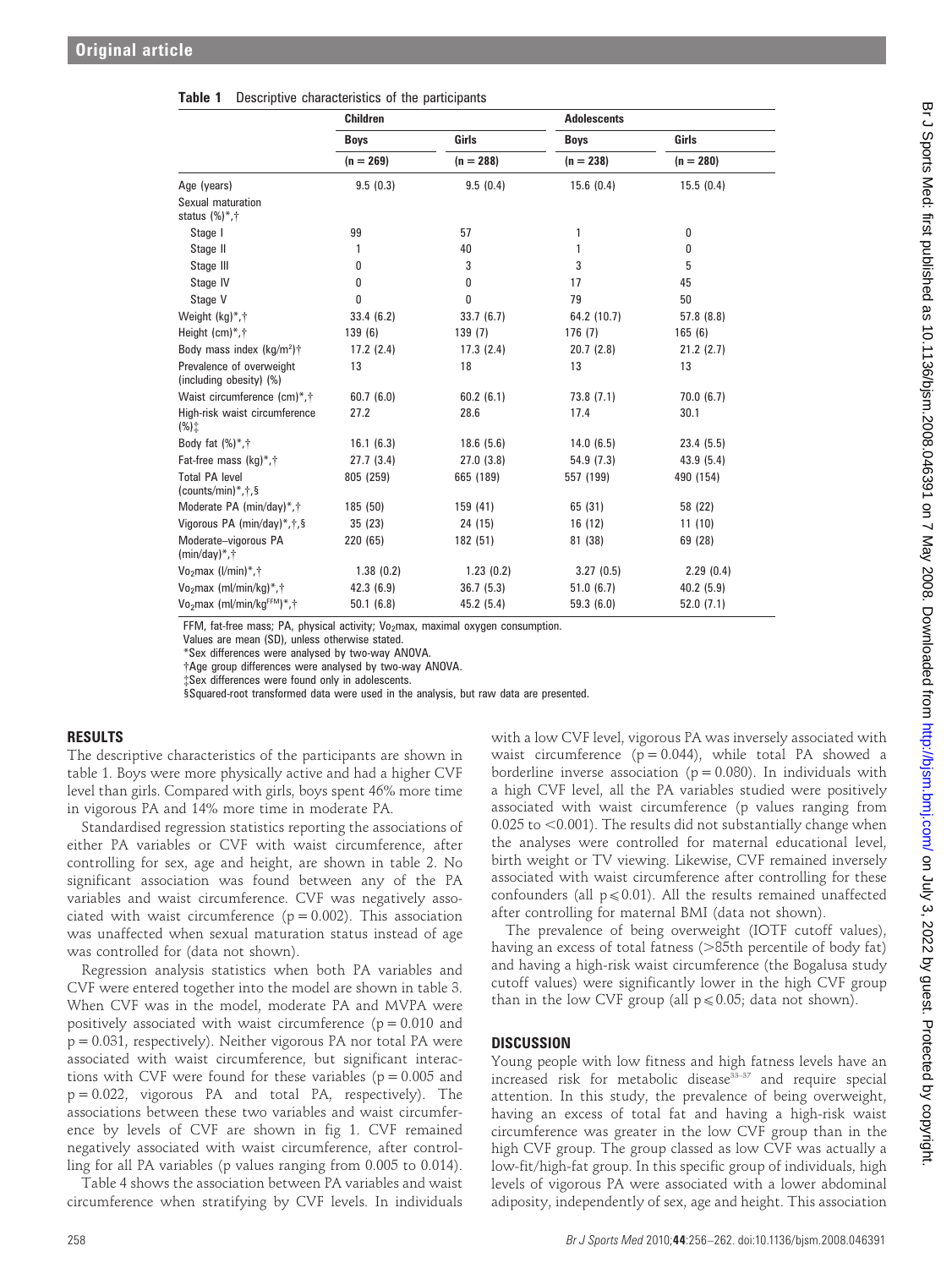**Table 1** Descriptive characteristics of the participants

| | Children | | Adolescents | |
|---|---|---|---|---|
| | Boys | Girls | Boys | Girls |
| | (n = 269) | (n = 288) | (n = 238) | (n = 280) |
| Age (years) | 9.5 (0.3) | 9.5 (0.4) | 15.6 (0.4) | 15.5 (0.4) |
| Sexual maturation status (%)*,† | | | | |
| Stage I | 99 | 57 | 1 | 0 |
| Stage II | 1 | 40 | 1 | 0 |
| Stage III | 0 | 3 | 3 | 5 |
| Stage IV | 0 | 0 | 17 | 45 |
| Stage V | 0 | 0 | 79 | 50 |
| Weight (kg)*,† | 33.4 (6.2) | 33.7 (6.7) | 64.2 (10.7) | 57.8 (8.8) |
| Height (cm)*,† | 139 (6) | 139 (7) | 176 (7) | 165 (6) |
| Body mass index (kg/m$^2$)† | 17.2 (2.4) | 17.3 (2.4) | 20.7 (2.8) | 21.2 (2.7) |
| Prevalence of overweight (including obesity) (%) | 13 | 18 | 13 | 13 |
| Waist circumference (cm)*,† | 60.7 (6.0) | 60.2 (6.1) | 73.8 (7.1) | 70.0 (6.7) |
| High-risk waist circumference (%)‡ | 27.2 | 28.6 | 17.4 | 30.1 |
| Body fat (%)*,† | 16.1 (6.3) | 18.6 (5.6) | 14.0 (6.5) | 23.4 (5.5) |
| Fat-free mass (kg)*,† | 27.7 (3.4) | 27.0 (3.8) | 54.9 (7.3) | 43.9 (5.4) |
| Total PA level (counts/min)*,†,§ | 805 (259) | 665 (189) | 557 (199) | 490 (154) |
| Moderate PA (min/day)*,† | 185 (50) | 159 (41) | 65 (31) | 58 (22) |
| Vigorous PA (min/day)*,†,§ | 35 (23) | 24 (15) | 16 (12) | 11 (10) |
| Moderate–vigorous PA (min/day)*,† | 220 (65) | 182 (51) | 81 (38) | 69 (28) |
| $Vo_2$max (l/min)*,† | 1.38 (0.2) | 1.23 (0.2) | 3.27 (0.5) | 2.29 (0.4) |
| $Vo_2$max (ml/min/kg)*,† | 42.3 (6.9) | 36.7 (5.3) | 51.0 (6.7) | 40.2 (5.9) |
| $Vo_2$max (ml/min/kg$^{FFM}$)*,† | 50.1 (6.8) | 45.2 (5.4) | 59.3 (6.0) | 52.0 (7.1) |

FFM, fat-free mass; PA, physical activity; $Vo_2$max, maximal oxygen consumption.
Values are mean (SD), unless otherwise stated.
*Sex differences were analysed by two-way ANOVA.
†Age group differences were analysed by two-way ANOVA.
‡Sex differences were found only in adolescents.
§Squared-root transformed data were used in the analysis, but raw data are presented.

## RESULTS

The descriptive characteristics of the participants are shown in table 1. Boys were more physically active and had a higher CVF level than girls. Compared with girls, boys spent 46% more time in vigorous PA and 14% more time in moderate PA.

Standardised regression statistics reporting the associations of either PA variables or CVF with waist circumference, after controlling for sex, age and height, are shown in table 2. No significant association was found between any of the PA variables and waist circumference. CVF was negatively associated with waist circumference (p = 0.002). This association was unaffected when sexual maturation status instead of age was controlled for (data not shown).

Regression analysis statistics when both PA variables and CVF were entered together into the model are shown in table 3. When CVF was in the model, moderate PA and MVPA were positively associated with waist circumference (p = 0.010 and p = 0.031, respectively). Neither vigorous PA nor total PA were associated with waist circumference, but significant interactions with CVF were found for these variables (p = 0.005 and p = 0.022, vigorous PA and total PA, respectively). The associations between these two variables and waist circumference by levels of CVF are shown in fig 1. CVF remained negatively associated with waist circumference, after controlling for all PA variables (p values ranging from 0.005 to 0.014).

Table 4 shows the association between PA variables and waist circumference when stratifying by CVF levels. In individuals with a low CVF level, vigorous PA was inversely associated with waist circumference (p = 0.044), while total PA showed a borderline inverse association (p = 0.080). In individuals with a high CVF level, all the PA variables studied were positively associated with waist circumference (p values ranging from 0.025 to <0.001). The results did not substantially change when the analyses were controlled for maternal educational level, birth weight or TV viewing. Likewise, CVF remained inversely associated with waist circumference after controlling for these confounders (all p$\leqslant$0.01). All the results remained unaffected after controlling for maternal BMI (data not shown).

The prevalence of being overweight (IOTF cutoff values), having an excess of total fatness (>85th percentile of body fat) and having a high-risk waist circumference (the Bogalusa study cutoff values) were significantly lower in the high CVF group than in the low CVF group (all p$\leqslant$0.05; data not shown).

## DISCUSSION

Young people with low fitness and high fatness levels have an increased risk for metabolic disease[33–37] and require special attention. In this study, the prevalence of being overweight, having an excess of total fat and having a high-risk waist circumference was greater in the low CVF group than in the high CVF group. The group classed as low CVF was actually a low-fit/high-fat group. In this specific group of individuals, high levels of vigorous PA were associated with a lower abdominal adiposity, independently of sex, age and height. This association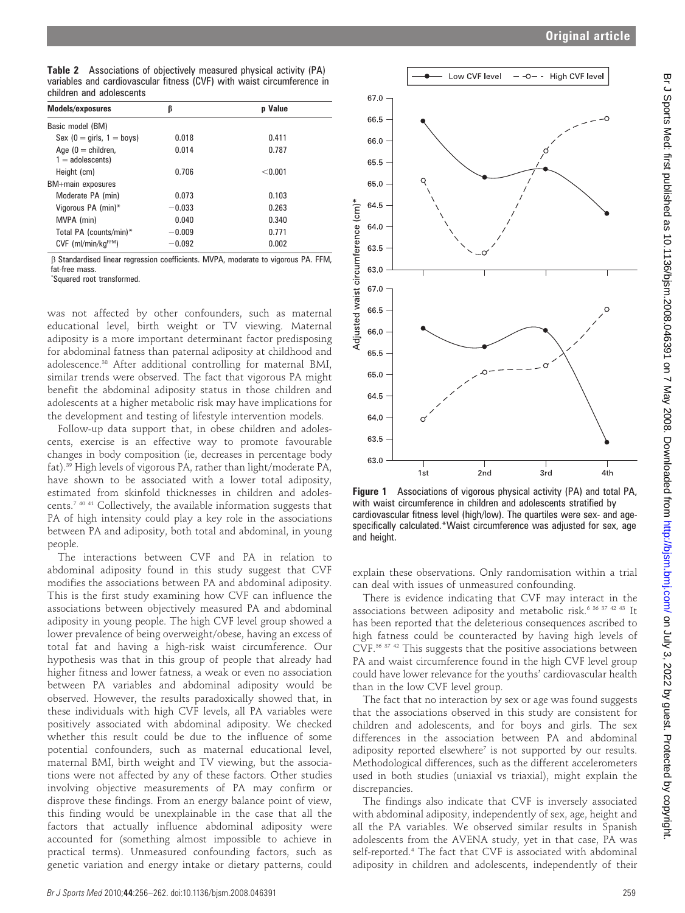**Table 2** Associations of objectively measured physical activity (PA) variables and cardiovascular fitness (CVF) with waist circumference in children and adolescents

| Models/exposures | β | p Value |
|---|---|---|
| Basic model (BM) | | |
| Sex (0 = girls, 1 = boys) | 0.018 | 0.411 |
| Age (0 = children, 1 = adolescents) | 0.014 | 0.787 |
| Height (cm) | 0.706 | <0.001 |
| BM+main exposures | | |
| Moderate PA (min) | 0.073 | 0.103 |
| Vigorous PA (min)* | −0.033 | 0.263 |
| MVPA (min) | 0.040 | 0.340 |
| Total PA (counts/min)* | −0.009 | 0.771 |
| CVF (ml/min/kg$^{FFM}$) | −0.092 | 0.002 |

β Standardised linear regression coefficients. MVPA, moderate to vigorous PA. FFM, fat-free mass.
*Squared root transformed.

was not affected by other confounders, such as maternal educational level, birth weight or TV viewing. Maternal adiposity is a more important determinant factor predisposing for abdominal fatness than paternal adiposity at childhood and adolescence.[38] After additional controlling for maternal BMI, similar trends were observed. The fact that vigorous PA might benefit the abdominal adiposity status in those children and adolescents at a higher metabolic risk may have implications for the development and testing of lifestyle intervention models.

Follow-up data support that, in obese children and adolescents, exercise is an effective way to promote favourable changes in body composition (ie, decreases in percentage body fat).[39] High levels of vigorous PA, rather than light/moderate PA, have shown to be associated with a lower total adiposity, estimated from skinfold thicknesses in children and adolescents.[7 40 41] Collectively, the available information suggests that PA of high intensity could play a key role in the associations between PA and adiposity, both total and abdominal, in young people.

The interactions between CVF and PA in relation to abdominal adiposity found in this study suggest that CVF modifies the associations between PA and abdominal adiposity. This is the first study examining how CVF can influence the associations between objectively measured PA and abdominal adiposity in young people. The high CVF level group showed a lower prevalence of being overweight/obese, having an excess of total fat and having a high-risk waist circumference. Our hypothesis was that in this group of people that already had higher fitness and lower fatness, a weak or even no association between PA variables and abdominal adiposity would be observed. However, the results paradoxically showed that, in these individuals with high CVF levels, all PA variables were positively associated with abdominal adiposity. We checked whether this result could be due to the influence of some potential confounders, such as maternal educational level, maternal BMI, birth weight and TV viewing, but the associations were not affected by any of these factors. Other studies involving objective measurements of PA may confirm or disprove these findings. From an energy balance point of view, this finding would be unexplainable in the case that all the factors that actually influence abdominal adiposity were accounted for (something almost impossible to achieve in practical terms). Unmeasured confounding factors, such as genetic variation and energy intake or dietary patterns, could

Low CVF level
High CVF level
Adjusted waist circumference (cm)*
67.0
66.5
66.0
65.5
65.0
64.5
64.0
63.5
63.0
67.0
66.5
66.0
65.5
65.0
64.5
64.0
63.5
63.0
1st
2nd
3rd
4th

**Figure 1** Associations of vigorous physical activity (PA) and total PA, with waist circumference in children and adolescents stratified by cardiovascular fitness level (high/low). The quartiles were sex- and age-specifically calculated.*Waist circumference was adjusted for sex, age and height.

explain these observations. Only randomisation within a trial can deal with issues of unmeasured confounding.

There is evidence indicating that CVF may interact in the associations between adiposity and metabolic risk.[6 36 37 42 43] It has been reported that the deleterious consequences ascribed to high fatness could be counteracted by having high levels of CVF.[36 37 42] This suggests that the positive associations between PA and waist circumference found in the high CVF level group could have lower relevance for the youths' cardiovascular health than in the low CVF level group.

The fact that no interaction by sex or age was found suggests that the associations observed in this study are consistent for children and adolescents, and for boys and girls. The sex differences in the association between PA and abdominal adiposity reported elsewhere[7] is not supported by our results. Methodological differences, such as the different accelerometers used in both studies (uniaxial vs triaxial), might explain the discrepancies.

The findings also indicate that CVF is inversely associated with abdominal adiposity, independently of sex, age, height and all the PA variables. We observed similar results in Spanish adolescents from the AVENA study, yet in that case, PA was self-reported.[4] The fact that CVF is associated with abdominal adiposity in children and adolescents, independently of their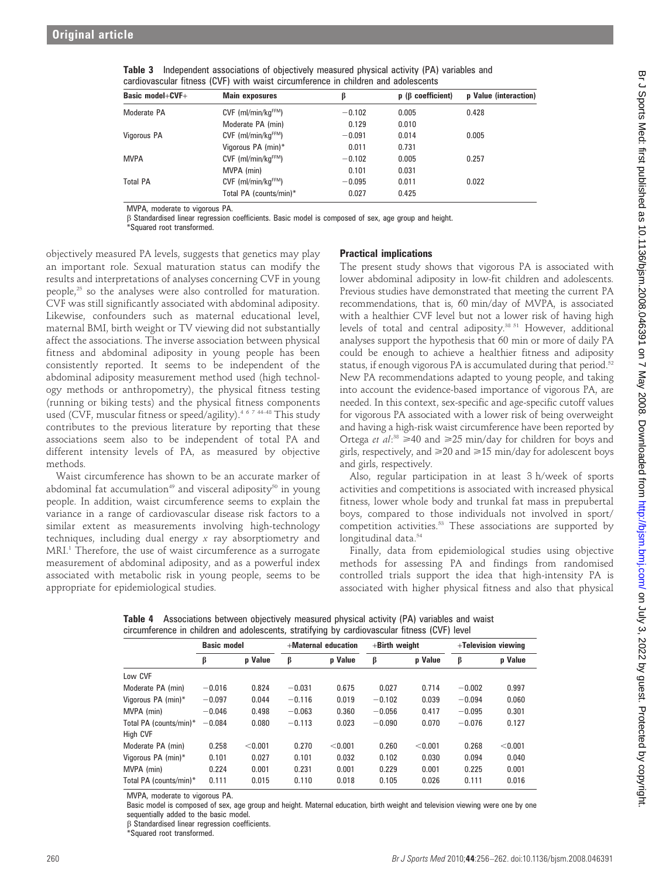**Table 3** Independent associations of objectively measured physical activity (PA) variables and cardiovascular fitness (CVF) with waist circumference in children and adolescents

| Basic model+CVF+ | Main exposures | β | p (β coefficient) | p Value (interaction) |
|---|---|---|---|---|
| Moderate PA | CVF (ml/min/kg$^{FFM}$) | −0.102 | 0.005 | 0.428 |
| | Moderate PA (min) | 0.129 | 0.010 | |
| Vigorous PA | CVF (ml/min/kg$^{FFM}$) | −0.091 | 0.014 | 0.005 |
| | Vigorous PA (min)* | 0.011 | 0.731 | |
| MVPA | CVF (ml/min/kg$^{FFM}$) | −0.102 | 0.005 | 0.257 |
| | MVPA (min) | 0.101 | 0.031 | |
| Total PA | CVF (ml/min/kg$^{FFM}$) | −0.095 | 0.011 | 0.022 |
| | Total PA (counts/min)* | 0.027 | 0.425 | |

MVPA, moderate to vigorous PA.
β Standardised linear regression coefficients. Basic model is composed of sex, age group and height.
*Squared root transformed.

objectively measured PA levels, suggests that genetics may play an important role. Sexual maturation status can modify the results and interpretations of analyses concerning CVF in young people,[25] so the analyses were also controlled for maturation. CVF was still significantly associated with abdominal adiposity. Likewise, confounders such as maternal educational level, maternal BMI, birth weight or TV viewing did not substantially affect the associations. The inverse association between physical fitness and abdominal adiposity in young people has been consistently reported. It seems to be independent of the abdominal adiposity measurement method used (high technology methods or anthropometry), the physical fitness testing (running or biking tests) and the physical fitness components used (CVF, muscular fitness or speed/agility).[4 6 7 44–48] This study contributes to the previous literature by reporting that these associations seem also to be independent of total PA and different intensity levels of PA, as measured by objective methods.

Waist circumference has shown to be an accurate marker of abdominal fat accumulation[49] and visceral adiposity[50] in young people. In addition, waist circumference seems to explain the variance in a range of cardiovascular disease risk factors to a similar extent as measurements involving high-technology techniques, including dual energy *x* ray absorptiometry and MRI.[1] Therefore, the use of waist circumference as a surrogate measurement of abdominal adiposity, and as a powerful index associated with metabolic risk in young people, seems to be appropriate for epidemiological studies.

### Practical implications

The present study shows that vigorous PA is associated with lower abdominal adiposity in low-fit children and adolescents. Previous studies have demonstrated that meeting the current PA recommendations, that is, 60 min/day of MVPA, is associated with a healthier CVF level but not a lower risk of having high levels of total and central adiposity.[38 51] However, additional analyses support the hypothesis that 60 min or more of daily PA could be enough to achieve a healthier fitness and adiposity status, if enough vigorous PA is accumulated during that period.[52] New PA recommendations adapted to young people, and taking into account the evidence-based importance of vigorous PA, are needed. In this context, sex-specific and age-specific cutoff values for vigorous PA associated with a lower risk of being overweight and having a high-risk waist circumference have been reported by Ortega *et al*:[38] ≥40 and ≥25 min/day for children for boys and girls, respectively, and ≥20 and ≥15 min/day for adolescent boys and girls, respectively.

Also, regular participation in at least 3 h/week of sports activities and competitions is associated with increased physical fitness, lower whole body and trunkal fat mass in prepubertal boys, compared to those individuals not involved in sport/competition activities.[53] These associations are supported by longitudinal data.[54]

Finally, data from epidemiological studies using objective methods for assessing PA and findings from randomised controlled trials support the idea that high-intensity PA is associated with higher physical fitness and also that physical

**Table 4** Associations between objectively measured physical activity (PA) variables and waist circumference in children and adolescents, stratifying by cardiovascular fitness (CVF) level

| | Basic model | | +Maternal education | | +Birth weight | | +Television viewing | |
|---|---|---|---|---|---|---|---|---|
| | β | p Value | β | p Value | β | p Value | β | p Value |
| Low CVF | | | | | | | | |
| Moderate PA (min) | −0.016 | 0.824 | −0.031 | 0.675 | 0.027 | 0.714 | −0.002 | 0.997 |
| Vigorous PA (min)* | −0.097 | 0.044 | −0.116 | 0.019 | −0.102 | 0.039 | −0.094 | 0.060 |
| MVPA (min) | −0.046 | 0.498 | −0.063 | 0.360 | −0.056 | 0.417 | −0.095 | 0.301 |
| Total PA (counts/min)* | −0.084 | 0.080 | −0.113 | 0.023 | −0.090 | 0.070 | −0.076 | 0.127 |
| High CVF | | | | | | | | |
| Moderate PA (min) | 0.258 | <0.001 | 0.270 | <0.001 | 0.260 | <0.001 | 0.268 | <0.001 |
| Vigorous PA (min)* | 0.101 | 0.027 | 0.101 | 0.032 | 0.102 | 0.030 | 0.094 | 0.040 |
| MVPA (min) | 0.224 | 0.001 | 0.231 | 0.001 | 0.229 | 0.001 | 0.225 | 0.001 |
| Total PA (counts/min)* | 0.111 | 0.015 | 0.110 | 0.018 | 0.105 | 0.026 | 0.111 | 0.016 |

MVPA, moderate to vigorous PA.
Basic model is composed of sex, age group and height. Maternal education, birth weight and television viewing were one by one sequentially added to the basic model.
β Standardised linear regression coefficients.
*Squared root transformed.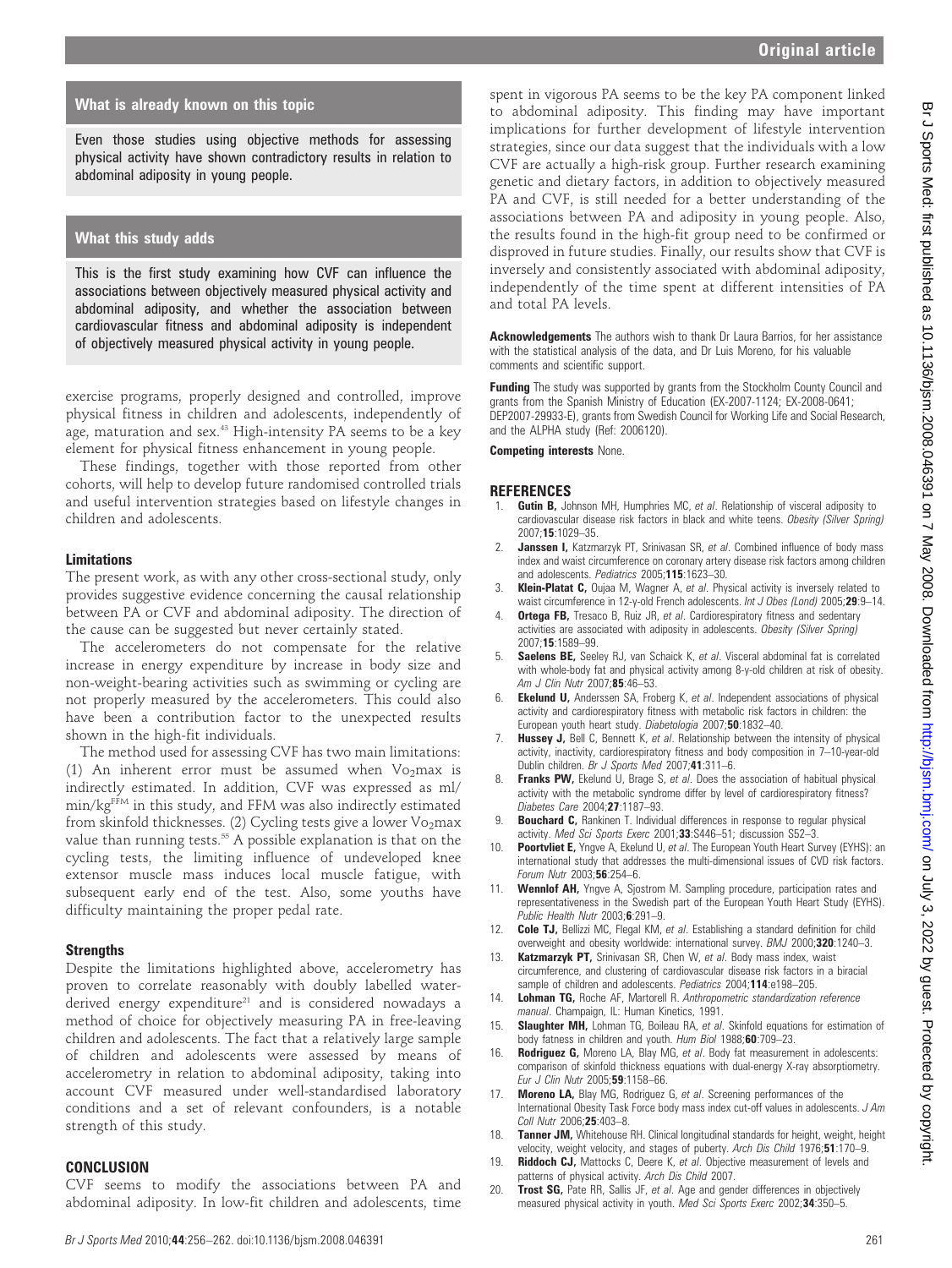## What is already known on this topic

Even those studies using objective methods for assessing physical activity have shown contradictory results in relation to abdominal adiposity in young people.

## What this study adds

This is the first study examining how CVF can influence the associations between objectively measured physical activity and abdominal adiposity, and whether the association between cardiovascular fitness and abdominal adiposity is independent of objectively measured physical activity in young people.

exercise programs, properly designed and controlled, improve physical fitness in children and adolescents, independently of age, maturation and sex.[43] High-intensity PA seems to be a key element for physical fitness enhancement in young people.

These findings, together with those reported from other cohorts, will help to develop future randomised controlled trials and useful intervention strategies based on lifestyle changes in children and adolescents.

### Limitations

The present work, as with any other cross-sectional study, only provides suggestive evidence concerning the causal relationship between PA or CVF and abdominal adiposity. The direction of the cause can be suggested but never certainly stated.

The accelerometers do not compensate for the relative increase in energy expenditure by increase in body size and non-weight-bearing activities such as swimming or cycling are not properly measured by the accelerometers. This could also have been a contribution factor to the unexpected results shown in the high-fit individuals.

The method used for assessing CVF has two main limitations: (1) An inherent error must be assumed when $Vo_2$max is indirectly estimated. In addition, CVF was expressed as ml/min/kg$^{FFM}$ in this study, and FFM was also indirectly estimated from skinfold thicknesses. (2) Cycling tests give a lower $Vo_2$max value than running tests.[55] A possible explanation is that on the cycling tests, the limiting influence of undeveloped knee extensor muscle mass induces local muscle fatigue, with subsequent early end of the test. Also, some youths have difficulty maintaining the proper pedal rate.

### Strengths

Despite the limitations highlighted above, accelerometry has proven to correlate reasonably with doubly labelled water-derived energy expenditure[21] and is considered nowadays a method of choice for objectively measuring PA in free-leaving children and adolescents. The fact that a relatively large sample of children and adolescents were assessed by means of accelerometry in relation to abdominal adiposity, taking into account CVF measured under well-standardised laboratory conditions and a set of relevant confounders, is a notable strength of this study.

## CONCLUSION

CVF seems to modify the associations between PA and abdominal adiposity. In low-fit children and adolescents, time spent in vigorous PA seems to be the key PA component linked to abdominal adiposity. This finding may have important implications for further development of lifestyle intervention strategies, since our data suggest that the individuals with a low CVF are actually a high-risk group. Further research examining genetic and dietary factors, in addition to objectively measured PA and CVF, is still needed for a better understanding of the associations between PA and adiposity in young people. Also, the results found in the high-fit group need to be confirmed or disproved in future studies. Finally, our results show that CVF is inversely and consistently associated with abdominal adiposity, independently of the time spent at different intensities of PA and total PA levels.

**Acknowledgements** The authors wish to thank Dr Laura Barrios, for her assistance with the statistical analysis of the data, and Dr Luis Moreno, for his valuable comments and scientific support.

**Funding** The study was supported by grants from the Stockholm County Council and grants from the Spanish Ministry of Education (EX-2007-1124; EX-2008-0641; DEP2007-29933-E), grants from Swedish Council for Working Life and Social Research, and the ALPHA study (Ref: 2006120).

**Competing interests** None.

## REFERENCES

1. **Gutin B,** Johnson MH, Humphries MC, *et al*. Relationship of visceral adiposity to cardiovascular disease risk factors in black and white teens. *Obesity (Silver Spring)* 2007;**15**:1029–35.
2. **Janssen I,** Katzmarzyk PT, Srinivasan SR, *et al*. Combined influence of body mass index and waist circumference on coronary artery disease risk factors among children and adolescents. *Pediatrics* 2005;**115**:1623–30.
3. **Klein-Platat C,** Oujaa M, Wagner A, *et al*. Physical activity is inversely related to waist circumference in 12-y-old French adolescents. *Int J Obes (Lond)* 2005;**29**:9–14.
4. **Ortega FB,** Tresaco B, Ruiz JR, *et al*. Cardiorespiratory fitness and sedentary activities are associated with adiposity in adolescents. *Obesity (Silver Spring)* 2007;**15**:1589–99.
5. **Saelens BE,** Seeley RJ, van Schaick K, *et al*. Visceral abdominal fat is correlated with whole-body fat and physical activity among 8-y-old children at risk of obesity. *Am J Clin Nutr* 2007;**85**:46–53.
6. **Ekelund U,** Anderssen SA, Froberg K, *et al*. Independent associations of physical activity and cardiorespiratory fitness with metabolic risk factors in children: the European youth heart study. *Diabetologia* 2007;**50**:1832–40.
7. **Hussey J,** Bell C, Bennett K, *et al*. Relationship between the intensity of physical activity, inactivity, cardiorespiratory fitness and body composition in 7–10-year-old Dublin children. *Br J Sports Med* 2007;**41**:311–6.
8. **Franks PW,** Ekelund U, Brage S, *et al*. Does the association of habitual physical activity with the metabolic syndrome differ by level of cardiorespiratory fitness? *Diabetes Care* 2004;**27**:1187–93.
9. **Bouchard C,** Rankinen T. Individual differences in response to regular physical activity. *Med Sci Sports Exerc* 2001;**33**:S446–51; discussion S52–3.
10. **Poortvliet E,** Yngve A, Ekelund U, *et al*. The European Youth Heart Survey (EYHS): an international study that addresses the multi-dimensional issues of CVD risk factors. *Forum Nutr* 2003;**56**:254–6.
11. **Wennlof AH,** Yngve A, Sjostrom M. Sampling procedure, participation rates and representativeness in the Swedish part of the European Youth Heart Study (EYHS). *Public Health Nutr* 2003;**6**:291–9.
12. **Cole TJ,** Bellizzi MC, Flegal KM, *et al*. Establishing a standard definition for child overweight and obesity worldwide: international survey. *BMJ* 2000;**320**:1240–3.
13. **Katzmarzyk PT,** Srinivasan SR, Chen W, *et al*. Body mass index, waist circumference, and clustering of cardiovascular disease risk factors in a biracial sample of children and adolescents. *Pediatrics* 2004;**114**:e198–205.
14. **Lohman TG,** Roche AF, Martorell R. *Anthropometric standardization reference manual*. Champaign, IL: Human Kinetics, 1991.
15. **Slaughter MH,** Lohman TG, Boileau RA, *et al*. Skinfold equations for estimation of body fatness in children and youth. *Hum Biol* 1988;**60**:709–23.
16. **Rodriguez G,** Moreno LA, Blay MG, *et al*. Body fat measurement in adolescents: comparison of skinfold thickness equations with dual-energy X-ray absorptiometry. *Eur J Clin Nutr* 2005;**59**:1158–66.
17. **Moreno LA,** Blay MG, Rodriguez G, *et al*. Screening performances of the International Obesity Task Force body mass index cut-off values in adolescents. *J Am Coll Nutr* 2006;**25**:403–8.
18. **Tanner JM,** Whitehouse RH. Clinical longitudinal standards for height, weight, height velocity, weight velocity, and stages of puberty. *Arch Dis Child* 1976;**51**:170–9.
19. **Riddoch CJ,** Mattocks C, Deere K, *et al*. Objective measurement of levels and patterns of physical activity. *Arch Dis Child* 2007.
20. **Trost SG,** Pate RR, Sallis JF, *et al*. Age and gender differences in objectively measured physical activity in youth. *Med Sci Sports Exerc* 2002;**34**:350–5.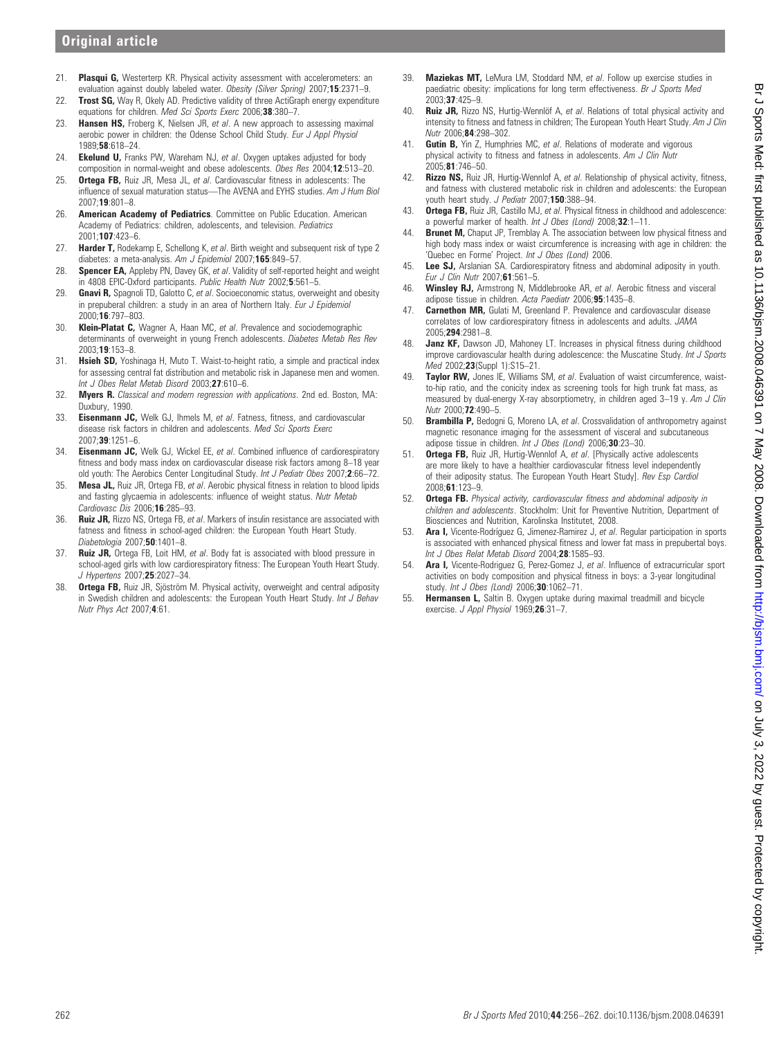21. **Plasqui G,** Westerterp KR. Physical activity assessment with accelerometers: an evaluation against doubly labeled water. *Obesity (Silver Spring)* 2007;**15**:2371–9.
22. **Trost SG,** Way R, Okely AD. Predictive validity of three ActiGraph energy expenditure equations for children. *Med Sci Sports Exerc* 2006;**38**:380–7.
23. **Hansen HS,** Froberg K, Nielsen JR, *et al*. A new approach to assessing maximal aerobic power in children: the Odense School Child Study. *Eur J Appl Physiol* 1989;**58**:618–24.
24. **Ekelund U,** Franks PW, Wareham NJ, *et al*. Oxygen uptakes adjusted for body composition in normal-weight and obese adolescents. *Obes Res* 2004;**12**:513–20.
25. **Ortega FB,** Ruiz JR, Mesa JL, *et al*. Cardiovascular fitness in adolescents: The influence of sexual maturation status—The AVENA and EYHS studies. *Am J Hum Biol* 2007;**19**:801–8.
26. **American Academy of Pediatrics**. Committee on Public Education. American Academy of Pediatrics: children, adolescents, and television. *Pediatrics* 2001;**107**:423–6.
27. **Harder T,** Rodekamp E, Schellong K, *et al*. Birth weight and subsequent risk of type 2 diabetes: a meta-analysis. *Am J Epidemiol* 2007;**165**:849–57.
28. **Spencer EA,** Appleby PN, Davey GK, *et al*. Validity of self-reported height and weight in 4808 EPIC-Oxford participants. *Public Health Nutr* 2002;**5**:561–5.
29. **Gnavi R,** Spagnoli TD, Galotto C, *et al*. Socioeconomic status, overweight and obesity in prepuberal children: a study in an area of Northern Italy. *Eur J Epidemiol* 2000;**16**:797–803.
30. **Klein-Platat C,** Wagner A, Haan MC, *et al*. Prevalence and sociodemographic determinants of overweight in young French adolescents. *Diabetes Metab Res Rev* 2003;**19**:153–8.
31. **Hsieh SD,** Yoshinaga H, Muto T. Waist-to-height ratio, a simple and practical index for assessing central fat distribution and metabolic risk in Japanese men and women. *Int J Obes Relat Metab Disord* 2003;**27**:610–6.
32. **Myers R.** *Classical and modern regression with applications*. 2nd ed. Boston, MA: Duxbury, 1990.
33. **Eisenmann JC,** Welk GJ, Ihmels M, *et al*. Fatness, fitness, and cardiovascular disease risk factors in children and adolescents. *Med Sci Sports Exerc* 2007;**39**:1251–6.
34. **Eisenmann JC,** Welk GJ, Wickel EE, *et al*. Combined influence of cardiorespiratory fitness and body mass index on cardiovascular disease risk factors among 8–18 year old youth: The Aerobics Center Longitudinal Study. *Int J Pediatr Obes* 2007;**2**:66–72.
35. **Mesa JL,** Ruiz JR, Ortega FB, *et al*. Aerobic physical fitness in relation to blood lipids and fasting glycaemia in adolescents: influence of weight status. *Nutr Metab Cardiovasc Dis* 2006;**16**:285–93.
36. **Ruiz JR,** Rizzo NS, Ortega FB, *et al*. Markers of insulin resistance are associated with fatness and fitness in school-aged children: the European Youth Heart Study. *Diabetologia* 2007;**50**:1401–8.
37. **Ruiz JR,** Ortega FB, Loit HM, *et al*. Body fat is associated with blood pressure in school-aged girls with low cardiorespiratory fitness: The European Youth Heart Study. *J Hypertens* 2007;**25**:2027–34.
38. **Ortega FB,** Ruiz JR, Sjöström M. Physical activity, overweight and central adiposity in Swedish children and adolescents: the European Youth Heart Study. *Int J Behav Nutr Phys Act* 2007;**4**:61.
39. **Maziekas MT,** LeMura LM, Stoddard NM, *et al*. Follow up exercise studies in paediatric obesity: implications for long term effectiveness. *Br J Sports Med* 2003;**37**:425–9.
40. **Ruiz JR,** Rizzo NS, Hurtig-Wennlöf A, *et al*. Relations of total physical activity and intensity to fitness and fatness in children; The European Youth Heart Study. *Am J Clin Nutr* 2006;**84**:298–302.
41. **Gutin B,** Yin Z, Humphries MC, *et al*. Relations of moderate and vigorous physical activity to fitness and fatness in adolescents. *Am J Clin Nutr* 2005;**81**:746–50.
42. **Rizzo NS,** Ruiz JR, Hurtig-Wennlof A, *et al*. Relationship of physical activity, fitness, and fatness with clustered metabolic risk in children and adolescents: the European youth heart study. *J Pediatr* 2007;**150**:388–94.
43. **Ortega FB,** Ruiz JR, Castillo MJ, *et al*. Physical fitness in childhood and adolescence: a powerful marker of health. *Int J Obes (Lond)* 2008;**32**:1–11.
44. **Brunet M,** Chaput JP, Tremblay A. The association between low physical fitness and high body mass index or waist circumference is increasing with age in children: the 'Quebec en Forme' Project. *Int J Obes (Lond)* 2006.
45. **Lee SJ,** Arslanian SA. Cardiorespiratory fitness and abdominal adiposity in youth. *Eur J Clin Nutr* 2007;**61**:561–5.
46. **Winsley RJ,** Armstrong N, Middlebrooke AR, *et al*. Aerobic fitness and visceral adipose tissue in children. *Acta Paediatr* 2006;**95**:1435–8.
47. **Carnethon MR,** Gulati M, Greenland P. Prevalence and cardiovascular disease correlates of low cardiorespiratory fitness in adolescents and adults. *JAMA* 2005;**294**:2981–8.
48. **Janz KF,** Dawson JD, Mahoney LT. Increases in physical fitness during childhood improve cardiovascular health during adolescence: the Muscatine Study. *Int J Sports Med* 2002;**23**(Suppl 1):S15–21.
49. **Taylor RW,** Jones IE, Williams SM, *et al*. Evaluation of waist circumference, waist-to-hip ratio, and the conicity index as screening tools for high trunk fat mass, as measured by dual-energy X-ray absorptiometry, in children aged 3–19 y. *Am J Clin Nutr* 2000;**72**:490–5.
50. **Brambilla P,** Bedogni G, Moreno LA, *et al*. Crossvalidation of anthropometry against magnetic resonance imaging for the assessment of visceral and subcutaneous adipose tissue in children. *Int J Obes (Lond)* 2006;**30**:23–30.
51. **Ortega FB,** Ruiz JR, Hurtig-Wennlof A, *et al*. [Physically active adolescents are more likely to have a healthier cardiovascular fitness level independently of their adiposity status. The European Youth Heart Study]. *Rev Esp Cardiol* 2008;**61**:123–9.
52. **Ortega FB.** *Physical activity, cardiovascular fitness and abdominal adiposity in children and adolescents*. Stockholm: Unit for Preventive Nutrition, Department of Biosciences and Nutrition, Karolinska Institutet, 2008.
53. **Ara I,** Vicente-Rodríguez G, Jimenez-Ramirez J, *et al*. Regular participation in sports is associated with enhanced physical fitness and lower fat mass in prepubertal boys. *Int J Obes Relat Metab Disord* 2004;**28**:1585–93.
54. **Ara I,** Vicente-Rodriguez G, Perez-Gomez J, *et al*. Influence of extracurricular sport activities on body composition and physical fitness in boys: a 3-year longitudinal study. *Int J Obes (Lond)* 2006;**30**:1062–71.
55. **Hermansen L,** Saltin B. Oxygen uptake during maximal treadmill and bicycle exercise. *J Appl Physiol* 1969;**26**:31–7.